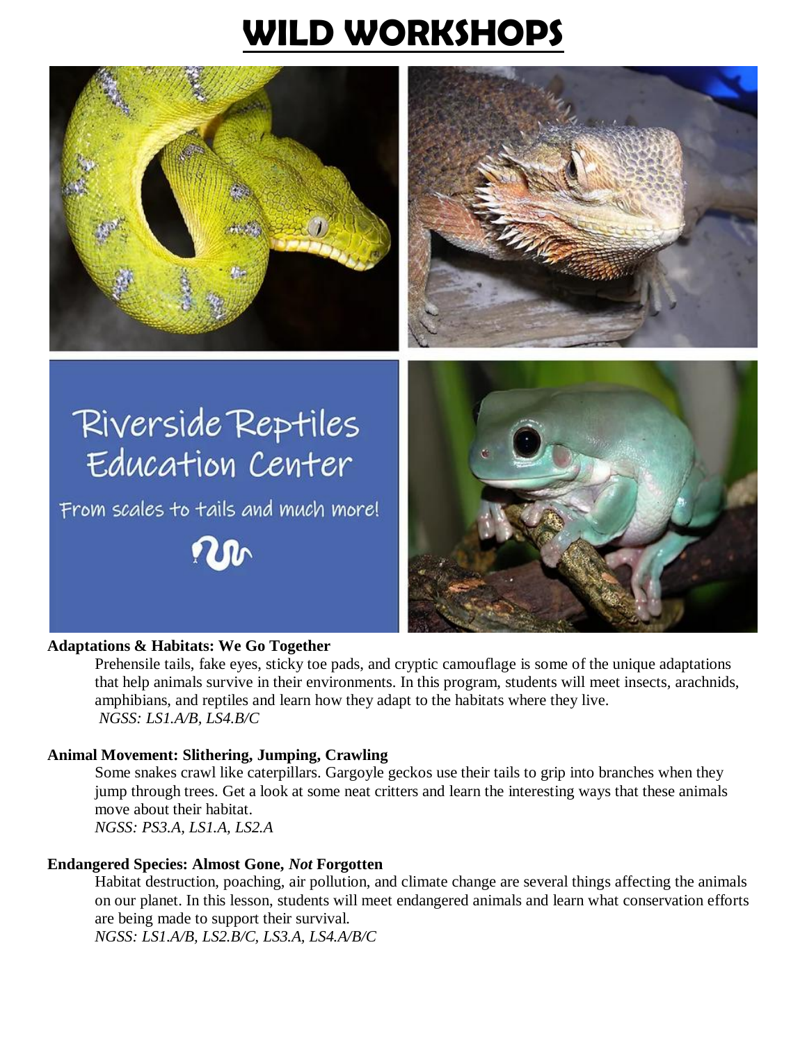# WILD WORKSHOPS

Riverside Reptiles Education Center

From scales to tails and much more!

**Adaptations & Habitats: We Go Together**

Prehensile tails, fake eyes, sticky toe pads, and cryptic camouflage is some of the unique adaptations that help animals survive in their environments. In this program, students will meet insects, arachnids, amphibians, and reptiles and learn how they adapt to the habitats where they live.
*NGSS: LS1.A/B, LS4.B/C*

**Animal Movement: Slithering, Jumping, Crawling**

Some snakes crawl like caterpillars. Gargoyle geckos use their tails to grip into branches when they jump through trees. Get a look at some neat critters and learn the interesting ways that these animals move about their habitat.
*NGSS: PS3.A, LS1.A, LS2.A*

**Endangered Species: Almost Gone, *Not* Forgotten**

Habitat destruction, poaching, air pollution, and climate change are several things affecting the animals on our planet. In this lesson, students will meet endangered animals and learn what conservation efforts are being made to support their survival.
*NGSS: LS1.A/B, LS2.B/C, LS3.A, LS4.A/B/C*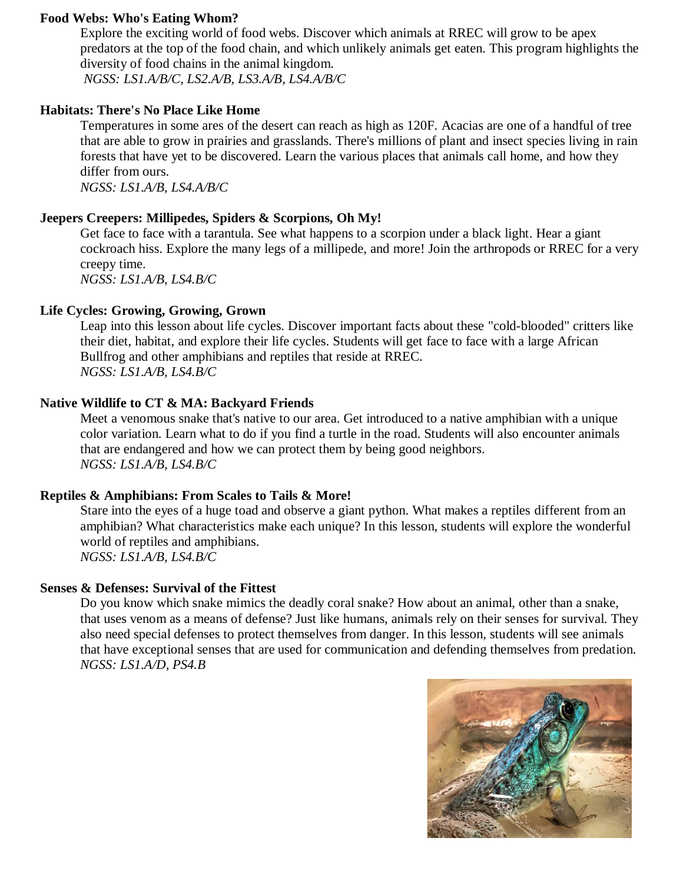**Food Webs: Who's Eating Whom?**

Explore the exciting world of food webs. Discover which animals at RREC will grow to be apex predators at the top of the food chain, and which unlikely animals get eaten. This program highlights the diversity of food chains in the animal kingdom.
*NGSS: LS1.A/B/C, LS2.A/B, LS3.A/B, LS4.A/B/C*

**Habitats: There's No Place Like Home**

Temperatures in some ares of the desert can reach as high as 120F. Acacias are one of a handful of tree that are able to grow in prairies and grasslands. There's millions of plant and insect species living in rain forests that have yet to be discovered. Learn the various places that animals call home, and how they differ from ours.
*NGSS: LS1.A/B, LS4.A/B/C*

**Jeepers Creepers: Millipedes, Spiders & Scorpions, Oh My!**

Get face to face with a tarantula. See what happens to a scorpion under a black light. Hear a giant cockroach hiss. Explore the many legs of a millipede, and more! Join the arthropods or RREC for a very creepy time.
*NGSS: LS1.A/B, LS4.B/C*

**Life Cycles: Growing, Growing, Grown**

Leap into this lesson about life cycles. Discover important facts about these "cold-blooded" critters like their diet, habitat, and explore their life cycles. Students will get face to face with a large African Bullfrog and other amphibians and reptiles that reside at RREC.
*NGSS: LS1.A/B, LS4.B/C*

**Native Wildlife to CT & MA: Backyard Friends**

Meet a venomous snake that's native to our area. Get introduced to a native amphibian with a unique color variation. Learn what to do if you find a turtle in the road. Students will also encounter animals that are endangered and how we can protect them by being good neighbors.
*NGSS: LS1.A/B, LS4.B/C*

**Reptiles & Amphibians: From Scales to Tails & More!**

Stare into the eyes of a huge toad and observe a giant python. What makes a reptiles different from an amphibian? What characteristics make each unique? In this lesson, students will explore the wonderful world of reptiles and amphibians.
*NGSS: LS1.A/B, LS4.B/C*

**Senses & Defenses: Survival of the Fittest**

Do you know which snake mimics the deadly coral snake? How about an animal, other than a snake, that uses venom as a means of defense? Just like humans, animals rely on their senses for survival. They also need special defenses to protect themselves from danger. In this lesson, students will see animals that have exceptional senses that are used for communication and defending themselves from predation.
*NGSS: LS1.A/D, PS4.B*